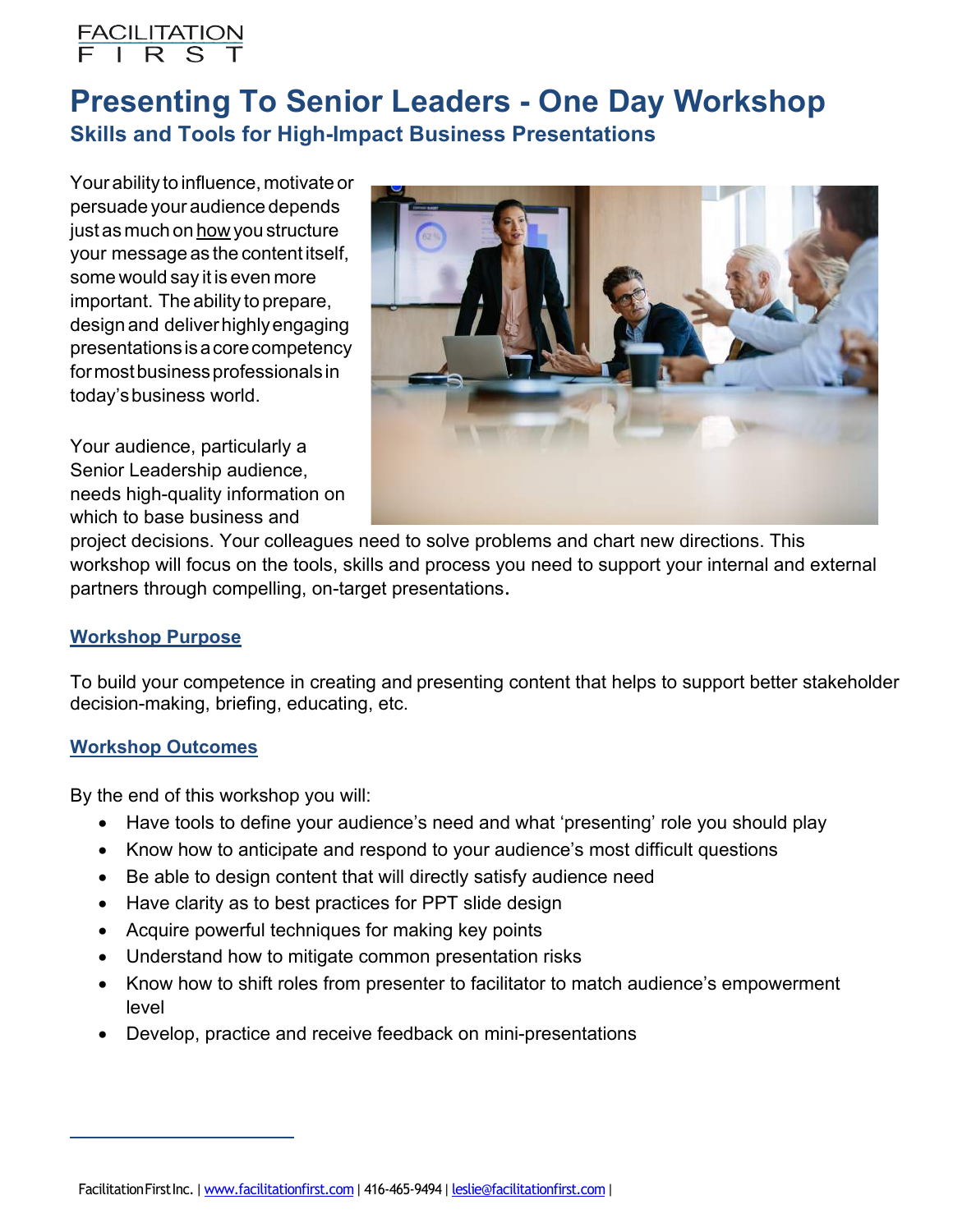FACILITATION FIRST

# Presenting To Senior Leaders - One Day Workshop

## Skills and Tools for High-Impact Business Presentations

Your ability to influence, motivate or persuade your audience depends just as much on how you structure your message as the content itself, some would say it is even more important. The ability to prepare, design and deliver highly engaging presentations is a core competency for most business professionals in today's business world.

Your audience, particularly a Senior Leadership audience, needs high-quality information on which to base business and project decisions. Your colleagues need to solve problems and chart new directions. This workshop will focus on the tools, skills and process you need to support your internal and external partners through compelling, on-target presentations.

### Workshop Purpose

To build your competence in creating and presenting content that helps to support better stakeholder decision-making, briefing, educating, etc.

### Workshop Outcomes

By the end of this workshop you will:

- Have tools to define your audience's need and what 'presenting' role you should play
- Know how to anticipate and respond to your audience's most difficult questions
- Be able to design content that will directly satisfy audience need
- Have clarity as to best practices for PPT slide design
- Acquire powerful techniques for making key points
- Understand how to mitigate common presentation risks
- Know how to shift roles from presenter to facilitator to match audience's empowerment level
- Develop, practice and receive feedback on mini-presentations

Facilitation First Inc. | www.facilitationfirst.com | 416-465-9494 | leslie@facilitationfirst.com |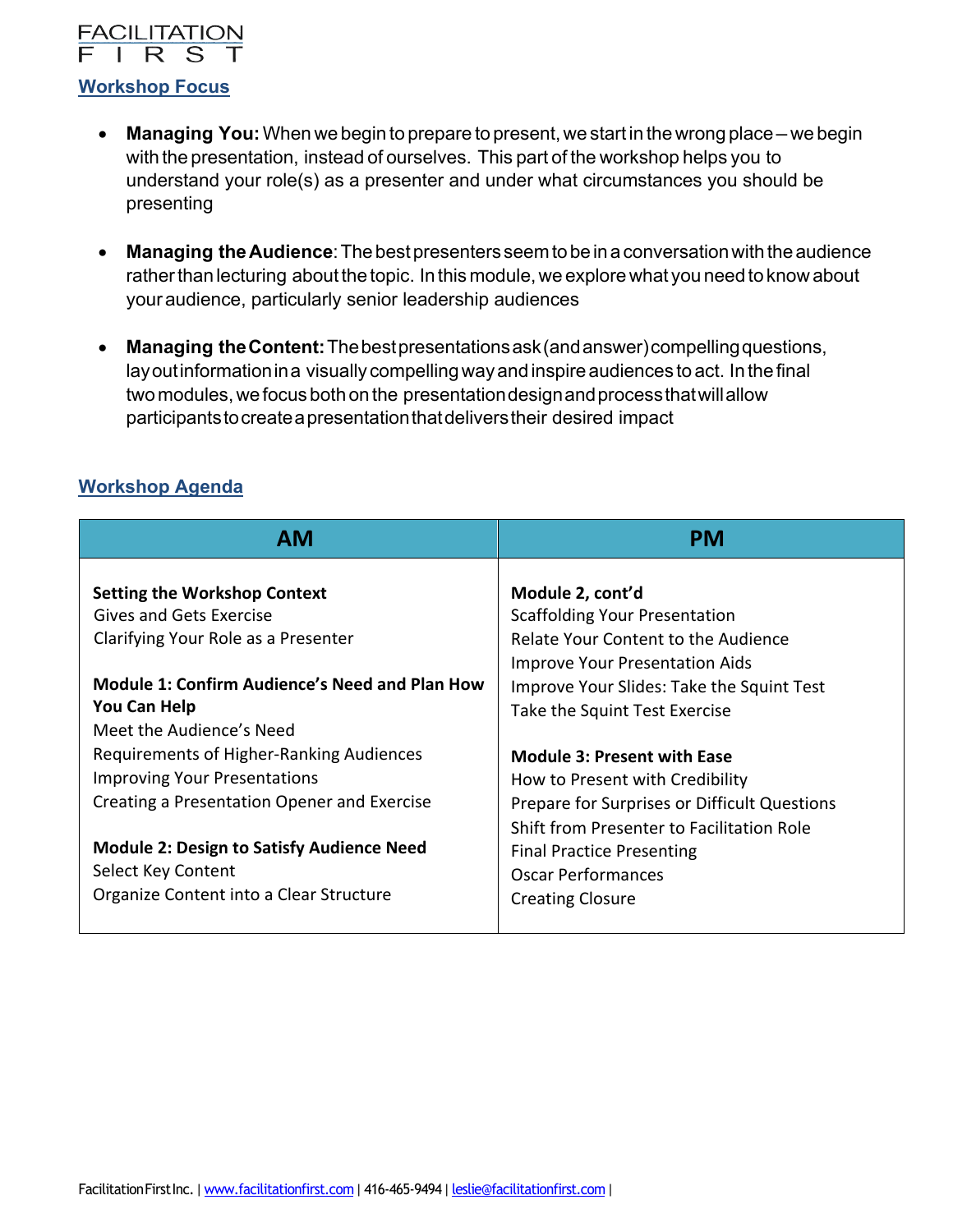FACILITATION FIRST

## Workshop Focus

- **Managing You:** When we begin to prepare to present, we start in the wrong place – we begin with the presentation, instead of ourselves. This part of the workshop helps you to understand your role(s) as a presenter and under what circumstances you should be presenting
- **Managing the Audience**: The best presenters seem to be in a conversation with the audience rather than lecturing about the topic. In this module, we explore what you need to know about your audience, particularly senior leadership audiences
- **Managing the Content:** The best presentations ask (and answer) compelling questions, lay out information in a visually compelling way and inspire audiences to act. In the final two modules, we focus both on the presentation design and process that will allow participants to create a presentation that delivers their desired impact

## Workshop Agenda

| AM | PM |
|---|---|
| **Setting the Workshop Context**<br>Gives and Gets Exercise<br>Clarifying Your Role as a Presenter<br><br>**Module 1: Confirm Audience's Need and Plan How You Can Help**<br>Meet the Audience's Need<br>Requirements of Higher-Ranking Audiences<br>Improving Your Presentations<br>Creating a Presentation Opener and Exercise<br><br>**Module 2: Design to Satisfy Audience Need**<br>Select Key Content<br>Organize Content into a Clear Structure | **Module 2, cont'd**<br>Scaffolding Your Presentation<br>Relate Your Content to the Audience<br>Improve Your Presentation Aids<br>Improve Your Slides: Take the Squint Test<br>Take the Squint Test Exercise<br><br>**Module 3: Present with Ease**<br>How to Present with Credibility<br>Prepare for Surprises or Difficult Questions<br>Shift from Presenter to Facilitation Role<br>Final Practice Presenting<br>Oscar Performances<br>Creating Closure |

Facilitation First Inc. | www.facilitationfirst.com | 416-465-9494 | leslie@facilitationfirst.com |